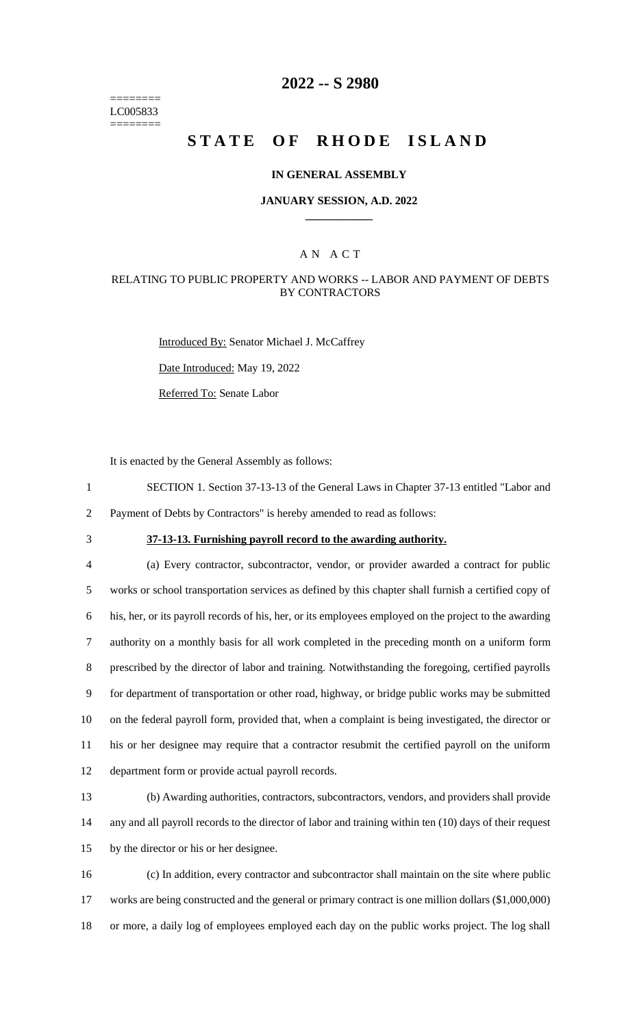========
LC005833
========

# 2022 -- S 2980

# STATE OF RHODE ISLAND

### IN GENERAL ASSEMBLY

### JANUARY SESSION, A.D. 2022

## AN ACT

### RELATING TO PUBLIC PROPERTY AND WORKS -- LABOR AND PAYMENT OF DEBTS BY CONTRACTORS

Introduced By: Senator Michael J. McCaffrey

Date Introduced: May 19, 2022

Referred To: Senate Labor

It is enacted by the General Assembly as follows:

1 SECTION 1. Section 37-13-13 of the General Laws in Chapter 37-13 entitled "Labor and
2 Payment of Debts by Contractors" is hereby amended to read as follows:

3 **37-13-13. Furnishing payroll record to the awarding authority.**

4 (a) Every contractor, subcontractor, vendor, or provider awarded a contract for public
5 works or school transportation services as defined by this chapter shall furnish a certified copy of
6 his, her, or its payroll records of his, her, or its employees employed on the project to the awarding
7 authority on a monthly basis for all work completed in the preceding month on a uniform form
8 prescribed by the director of labor and training. Notwithstanding the foregoing, certified payrolls
9 for department of transportation or other road, highway, or bridge public works may be submitted
10 on the federal payroll form, provided that, when a complaint is being investigated, the director or
11 his or her designee may require that a contractor resubmit the certified payroll on the uniform
12 department form or provide actual payroll records.

13 (b) Awarding authorities, contractors, subcontractors, vendors, and providers shall provide
14 any and all payroll records to the director of labor and training within ten (10) days of their request
15 by the director or his or her designee.

16 (c) In addition, every contractor and subcontractor shall maintain on the site where public
17 works are being constructed and the general or primary contract is one million dollars ($1,000,000)
18 or more, a daily log of employees employed each day on the public works project. The log shall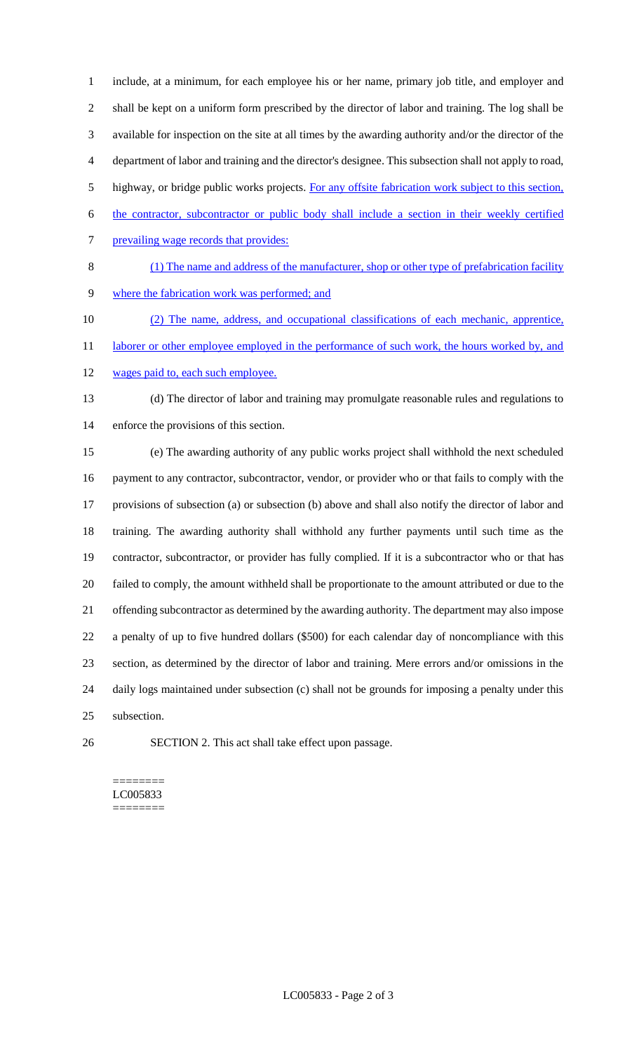include, at a minimum, for each employee his or her name, primary job title, and employer and shall be kept on a uniform form prescribed by the director of labor and training. The log shall be available for inspection on the site at all times by the awarding authority and/or the director of the department of labor and training and the director's designee. This subsection shall not apply to road, highway, or bridge public works projects. For any offsite fabrication work subject to this section, the contractor, subcontractor or public body shall include a section in their weekly certified prevailing wage records that provides:

(1) The name and address of the manufacturer, shop or other type of prefabrication facility where the fabrication work was performed; and

(2) The name, address, and occupational classifications of each mechanic, apprentice, laborer or other employee employed in the performance of such work, the hours worked by, and wages paid to, each such employee.

(d) The director of labor and training may promulgate reasonable rules and regulations to enforce the provisions of this section.

(e) The awarding authority of any public works project shall withhold the next scheduled payment to any contractor, subcontractor, vendor, or provider who or that fails to comply with the provisions of subsection (a) or subsection (b) above and shall also notify the director of labor and training. The awarding authority shall withhold any further payments until such time as the contractor, subcontractor, or provider has fully complied. If it is a subcontractor who or that has failed to comply, the amount withheld shall be proportionate to the amount attributed or due to the offending subcontractor as determined by the awarding authority. The department may also impose a penalty of up to five hundred dollars ($500) for each calendar day of noncompliance with this section, as determined by the director of labor and training. Mere errors and/or omissions in the daily logs maintained under subsection (c) shall not be grounds for imposing a penalty under this subsection.

SECTION 2. This act shall take effect upon passage.

========
LC005833
========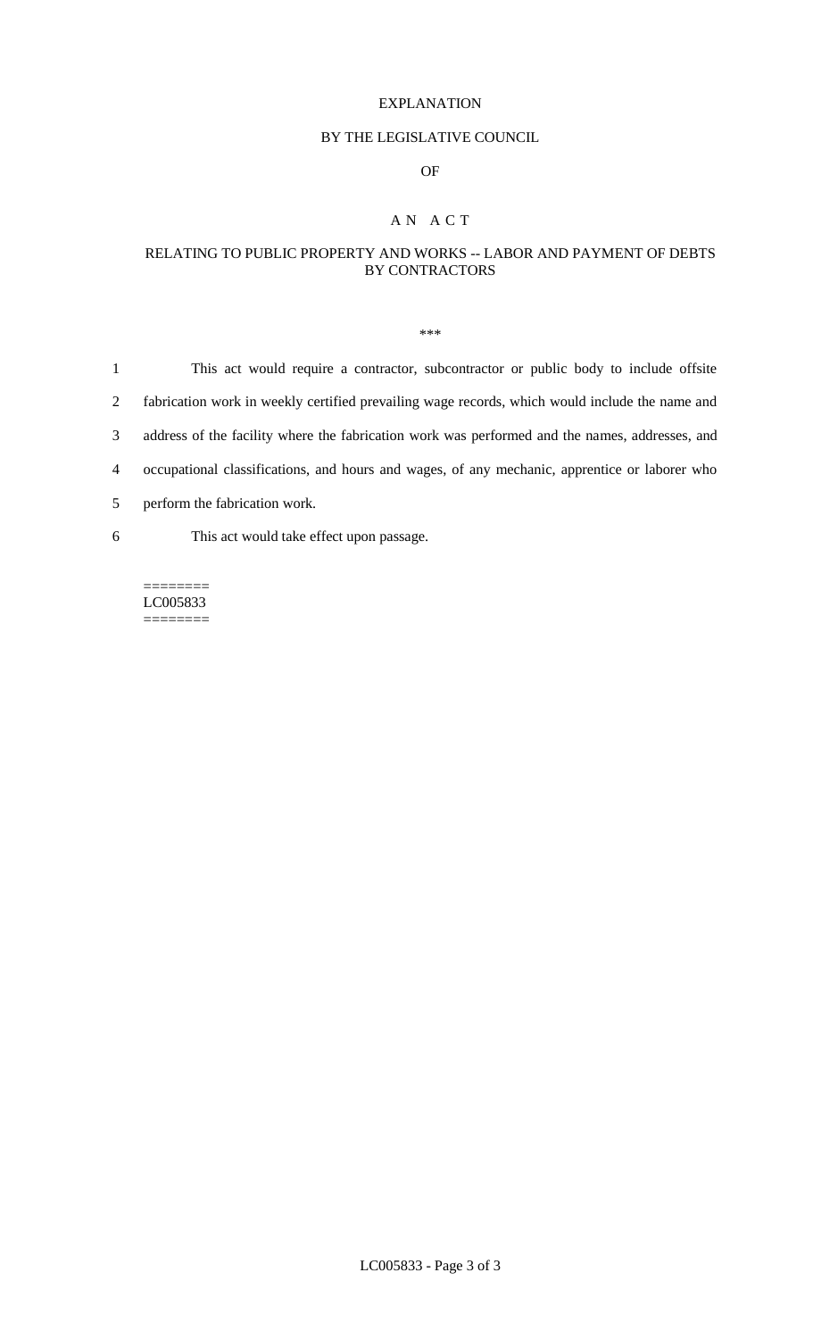EXPLANATION

BY THE LEGISLATIVE COUNCIL

OF

A N A C T

RELATING TO PUBLIC PROPERTY AND WORKS -- LABOR AND PAYMENT OF DEBTS BY CONTRACTORS

\*\*\*

This act would require a contractor, subcontractor or public body to include offsite fabrication work in weekly certified prevailing wage records, which would include the name and address of the facility where the fabrication work was performed and the names, addresses, and occupational classifications, and hours and wages, of any mechanic, apprentice or laborer who perform the fabrication work.

This act would take effect upon passage.

========
LC005833
========